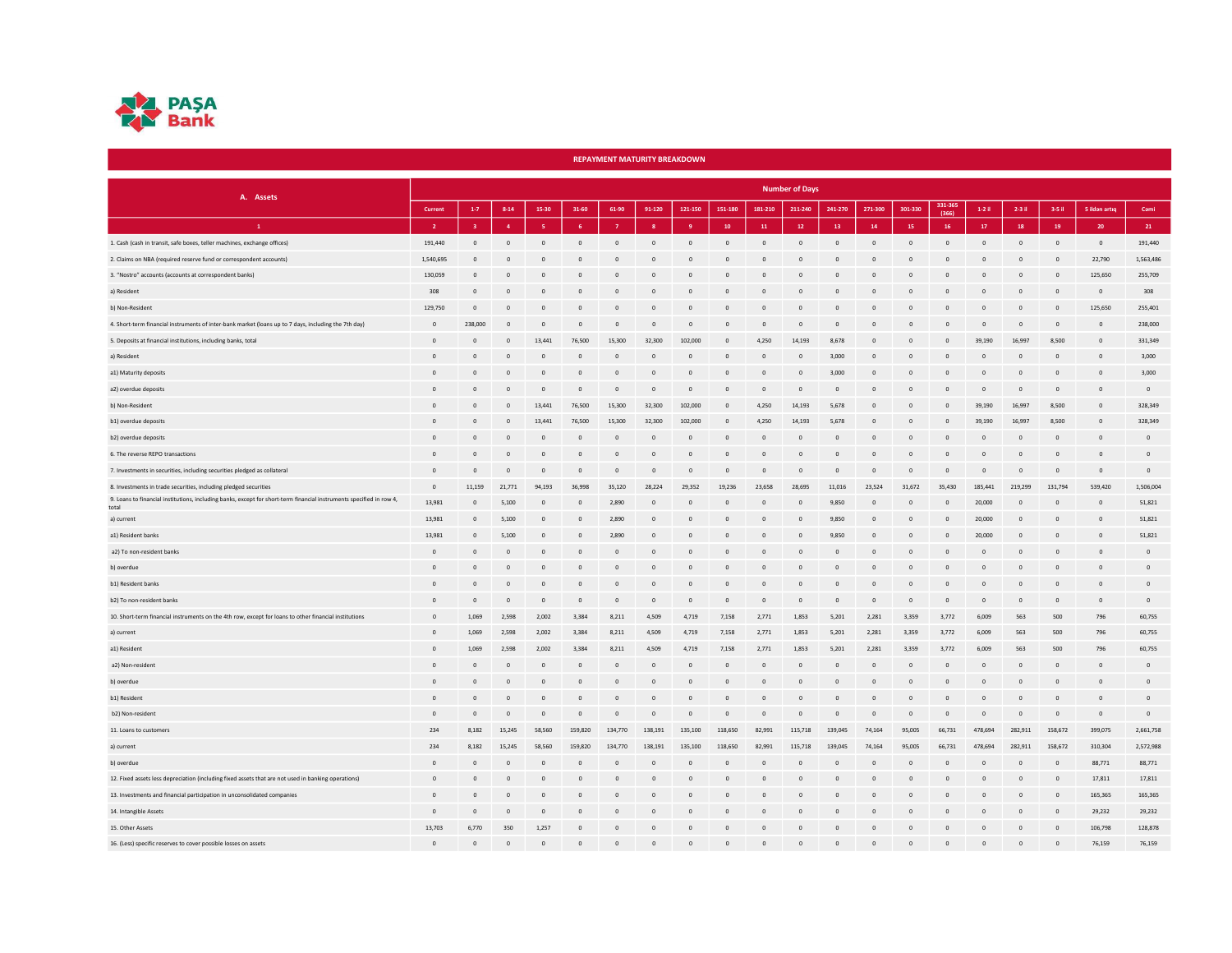PAŞA Bank

## REPAYMENT MATURITY BREAKDOWN

| A. Assets | Number of Days | | | | | | | | | | | | | | | | | | | |
|---|---|---|---|---|---|---|---|---|---|---|---|---|---|---|---|---|---|---|---|---|
| | Current | 1-7 | 8-14 | 15-30 | 31-60 | 61-90 | 91-120 | 121-150 | 151-180 | 181-210 | 211-240 | 241-270 | 271-300 | 301-330 | 331-365 (366) | 1-2 il | 2-3 il | 3-5 il | 5 ildən artıq | Cəmi |
| 1 | 2 | 3 | 4 | 5 | 6 | 7 | 8 | 9 | 10 | 11 | 12 | 13 | 14 | 15 | 16 | 17 | 18 | 19 | 20 | 21 |
| 1. Cash (cash in transit, safe boxes, teller machines, exchange offices) | 191,440 | 0 | 0 | 0 | 0 | 0 | 0 | 0 | 0 | 0 | 0 | 0 | 0 | 0 | 0 | 0 | 0 | 0 | 0 | 191,440 |
| 2. Claims on NBA (required reserve fund or correspondent accounts) | 1,540,695 | 0 | 0 | 0 | 0 | 0 | 0 | 0 | 0 | 0 | 0 | 0 | 0 | 0 | 0 | 0 | 0 | 0 | 22,790 | 1,563,486 |
| 3. "Nostro" accounts (accounts at correspondent banks) | 130,059 | 0 | 0 | 0 | 0 | 0 | 0 | 0 | 0 | 0 | 0 | 0 | 0 | 0 | 0 | 0 | 0 | 0 | 125,650 | 255,709 |
| a) Resident | 308 | 0 | 0 | 0 | 0 | 0 | 0 | 0 | 0 | 0 | 0 | 0 | 0 | 0 | 0 | 0 | 0 | 0 | 0 | 308 |
| b) Non-Resident | 129,750 | 0 | 0 | 0 | 0 | 0 | 0 | 0 | 0 | 0 | 0 | 0 | 0 | 0 | 0 | 0 | 0 | 0 | 125,650 | 255,401 |
| 4. Short-term financial instruments of inter-bank market (loans up to 7 days, including the 7th day) | 0 | 238,000 | 0 | 0 | 0 | 0 | 0 | 0 | 0 | 0 | 0 | 0 | 0 | 0 | 0 | 0 | 0 | 0 | 0 | 238,000 |
| 5. Deposits at financial institutions, including banks, total | 0 | 0 | 0 | 13,441 | 76,500 | 15,300 | 32,300 | 102,000 | 0 | 4,250 | 14,193 | 8,678 | 0 | 0 | 0 | 39,190 | 16,997 | 8,500 | 0 | 331,349 |
| a) Resident | 0 | 0 | 0 | 0 | 0 | 0 | 0 | 0 | 0 | 0 | 0 | 3,000 | 0 | 0 | 0 | 0 | 0 | 0 | 0 | 3,000 |
| a1) Maturity deposits | 0 | 0 | 0 | 0 | 0 | 0 | 0 | 0 | 0 | 0 | 0 | 3,000 | 0 | 0 | 0 | 0 | 0 | 0 | 0 | 3,000 |
| a2) overdue deposits | 0 | 0 | 0 | 0 | 0 | 0 | 0 | 0 | 0 | 0 | 0 | 0 | 0 | 0 | 0 | 0 | 0 | 0 | 0 | 0 |
| b) Non-Resident | 0 | 0 | 0 | 13,441 | 76,500 | 15,300 | 32,300 | 102,000 | 0 | 4,250 | 14,193 | 5,678 | 0 | 0 | 0 | 39,190 | 16,997 | 8,500 | 0 | 328,349 |
| b1) overdue deposits | 0 | 0 | 0 | 13,441 | 76,500 | 15,300 | 32,300 | 102,000 | 0 | 4,250 | 14,193 | 5,678 | 0 | 0 | 0 | 39,190 | 16,997 | 8,500 | 0 | 328,349 |
| b2) overdue deposits | 0 | 0 | 0 | 0 | 0 | 0 | 0 | 0 | 0 | 0 | 0 | 0 | 0 | 0 | 0 | 0 | 0 | 0 | 0 | 0 |
| 6. The reverse REPO transactions | 0 | 0 | 0 | 0 | 0 | 0 | 0 | 0 | 0 | 0 | 0 | 0 | 0 | 0 | 0 | 0 | 0 | 0 | 0 | 0 |
| 7. Investments in securities, including securities pledged as collateral | 0 | 0 | 0 | 0 | 0 | 0 | 0 | 0 | 0 | 0 | 0 | 0 | 0 | 0 | 0 | 0 | 0 | 0 | 0 | 0 |
| 8. Investments in trade securities, including pledged securities | 0 | 11,159 | 21,771 | 94,193 | 36,998 | 35,120 | 28,224 | 29,352 | 19,236 | 23,658 | 28,695 | 11,016 | 23,524 | 31,672 | 35,430 | 185,441 | 219,299 | 131,794 | 539,420 | 1,506,004 |
| 9. Loans to financial institutions, including banks, except for short-term financial instruments specified in row 4, total | 13,981 | 0 | 5,100 | 0 | 0 | 2,890 | 0 | 0 | 0 | 0 | 0 | 9,850 | 0 | 0 | 0 | 20,000 | 0 | 0 | 0 | 51,821 |
| a) current | 13,981 | 0 | 5,100 | 0 | 0 | 2,890 | 0 | 0 | 0 | 0 | 0 | 9,850 | 0 | 0 | 0 | 20,000 | 0 | 0 | 0 | 51,821 |
| a1) Resident banks | 13,981 | 0 | 5,100 | 0 | 0 | 2,890 | 0 | 0 | 0 | 0 | 0 | 9,850 | 0 | 0 | 0 | 20,000 | 0 | 0 | 0 | 51,821 |
| a2) To non-resident banks | 0 | 0 | 0 | 0 | 0 | 0 | 0 | 0 | 0 | 0 | 0 | 0 | 0 | 0 | 0 | 0 | 0 | 0 | 0 | 0 |
| b) overdue | 0 | 0 | 0 | 0 | 0 | 0 | 0 | 0 | 0 | 0 | 0 | 0 | 0 | 0 | 0 | 0 | 0 | 0 | 0 | 0 |
| b1) Resident banks | 0 | 0 | 0 | 0 | 0 | 0 | 0 | 0 | 0 | 0 | 0 | 0 | 0 | 0 | 0 | 0 | 0 | 0 | 0 | 0 |
| b2) To non-resident banks | 0 | 0 | 0 | 0 | 0 | 0 | 0 | 0 | 0 | 0 | 0 | 0 | 0 | 0 | 0 | 0 | 0 | 0 | 0 | 0 |
| 10. Short-term financial instruments on the 4th row, except for loans to other financial institutions | 0 | 1,069 | 2,598 | 2,002 | 3,384 | 8,211 | 4,509 | 4,719 | 7,158 | 2,771 | 1,853 | 5,201 | 2,281 | 3,359 | 3,772 | 6,009 | 563 | 500 | 796 | 60,755 |
| a) current | 0 | 1,069 | 2,598 | 2,002 | 3,384 | 8,211 | 4,509 | 4,719 | 7,158 | 2,771 | 1,853 | 5,201 | 2,281 | 3,359 | 3,772 | 6,009 | 563 | 500 | 796 | 60,755 |
| a1) Resident | 0 | 1,069 | 2,598 | 2,002 | 3,384 | 8,211 | 4,509 | 4,719 | 7,158 | 2,771 | 1,853 | 5,201 | 2,281 | 3,359 | 3,772 | 6,009 | 563 | 500 | 796 | 60,755 |
| a2) Non-resident | 0 | 0 | 0 | 0 | 0 | 0 | 0 | 0 | 0 | 0 | 0 | 0 | 0 | 0 | 0 | 0 | 0 | 0 | 0 | 0 |
| b) overdue | 0 | 0 | 0 | 0 | 0 | 0 | 0 | 0 | 0 | 0 | 0 | 0 | 0 | 0 | 0 | 0 | 0 | 0 | 0 | 0 |
| b1) Resident | 0 | 0 | 0 | 0 | 0 | 0 | 0 | 0 | 0 | 0 | 0 | 0 | 0 | 0 | 0 | 0 | 0 | 0 | 0 | 0 |
| b2) Non-resident | 0 | 0 | 0 | 0 | 0 | 0 | 0 | 0 | 0 | 0 | 0 | 0 | 0 | 0 | 0 | 0 | 0 | 0 | 0 | 0 |
| 11. Loans to customers | 234 | 8,182 | 15,245 | 58,560 | 159,820 | 134,770 | 138,191 | 135,100 | 118,650 | 82,991 | 115,718 | 139,045 | 74,164 | 95,005 | 66,731 | 478,694 | 282,911 | 158,672 | 399,075 | 2,661,758 |
| a) current | 234 | 8,182 | 15,245 | 58,560 | 159,820 | 134,770 | 138,191 | 135,100 | 118,650 | 82,991 | 115,718 | 139,045 | 74,164 | 95,005 | 66,731 | 478,694 | 282,911 | 158,672 | 310,304 | 2,572,988 |
| b) overdue | 0 | 0 | 0 | 0 | 0 | 0 | 0 | 0 | 0 | 0 | 0 | 0 | 0 | 0 | 0 | 0 | 0 | 0 | 88,771 | 88,771 |
| 12. Fixed assets less depreciation (including fixed assets that are not used in banking operations) | 0 | 0 | 0 | 0 | 0 | 0 | 0 | 0 | 0 | 0 | 0 | 0 | 0 | 0 | 0 | 0 | 0 | 0 | 17,811 | 17,811 |
| 13. Investments and financial participation in unconsolidated companies | 0 | 0 | 0 | 0 | 0 | 0 | 0 | 0 | 0 | 0 | 0 | 0 | 0 | 0 | 0 | 0 | 0 | 0 | 165,365 | 165,365 |
| 14. Intangible Assets | 0 | 0 | 0 | 0 | 0 | 0 | 0 | 0 | 0 | 0 | 0 | 0 | 0 | 0 | 0 | 0 | 0 | 0 | 29,232 | 29,232 |
| 15. Other Assets | 13,703 | 6,770 | 350 | 1,257 | 0 | 0 | 0 | 0 | 0 | 0 | 0 | 0 | 0 | 0 | 0 | 0 | 0 | 0 | 106,798 | 128,878 |
| 16. (Less) specific reserves to cover possible losses on assets | 0 | 0 | 0 | 0 | 0 | 0 | 0 | 0 | 0 | 0 | 0 | 0 | 0 | 0 | 0 | 0 | 0 | 0 | 76,159 | 76,159 |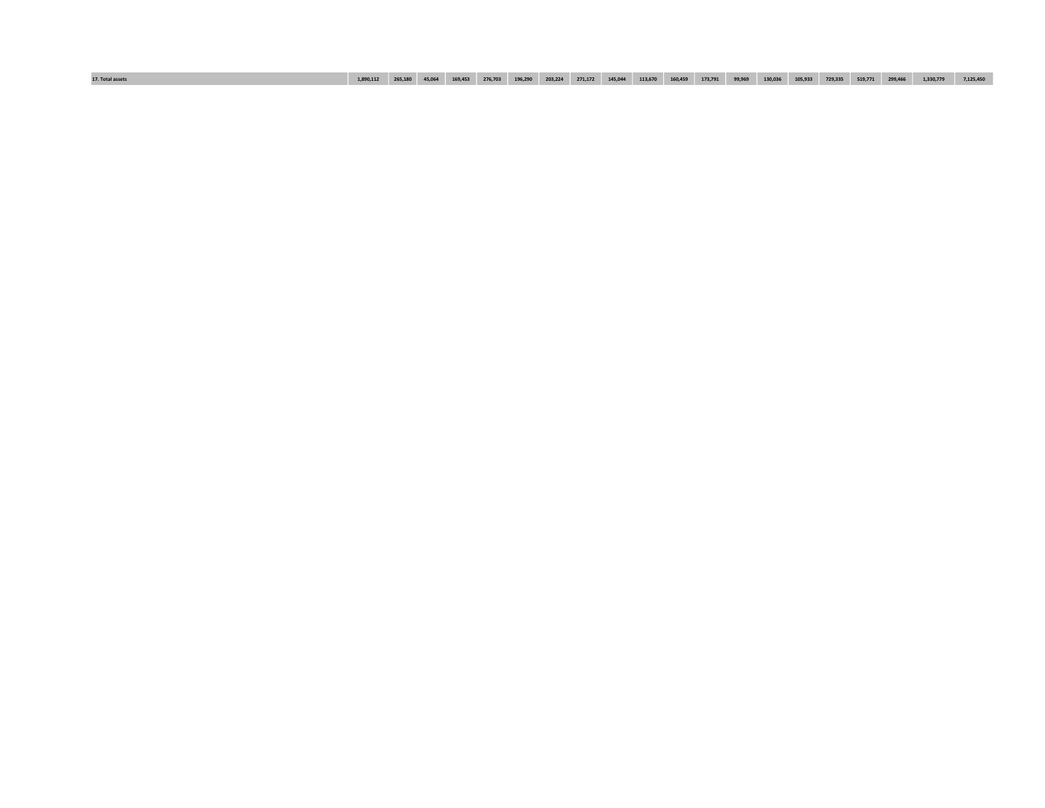| 17. Total assets | 1,890,112 | 265,180 | 45,064 | 169,453 | 276,703 | 196,290 | 203,224 | 271,172 | 145,044 | 113,670 | 160,459 | 173,791 | 99,969 | 130,036 | 105,933 | 729,335 | 519,771 | 299,466 | 1,330,779 | 7,125,450 |
|---|---|---|---|---|---|---|---|---|---|---|---|---|---|---|---|---|---|---|---|---|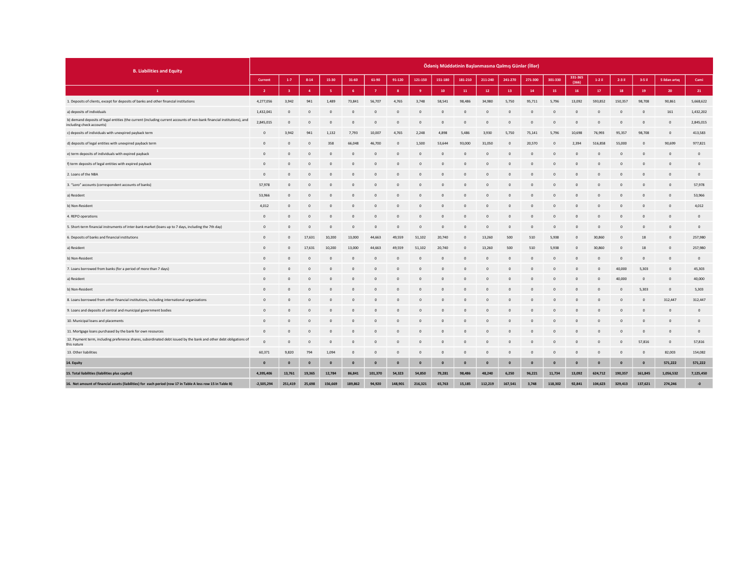| B. Liabilities and Equity | Ödəniş Müddətinin Başlanmasına Qalmış Günlər (İllər) | | | | | | | | | | | | | | | | | | |
|---|---|---|---|---|---|---|---|---|---|---|---|---|---|---|---|---|---|---|---|
| | Current | 1-7 | 8-14 | 15-30 | 31-60 | 61-90 | 91-120 | 121-150 | 151-180 | 181-210 | 211-240 | 241-270 | 271-300 | 301-330 | 331-365 (366) | 1-2 il | 2-3 il | 3-5 il | 5 ildən artıq | Cəmi |
| 1 | 2 | 3 | 4 | 5 | 6 | 7 | 8 | 9 | 10 | 11 | 12 | 13 | 14 | 15 | 16 | 17 | 18 | 19 | 20 | 21 |
| 1. Deposits of clients, except for deposits of banks and other financial institutions | 4,277,056 | 3,942 | 941 | 1,489 | 73,841 | 56,707 | 4,765 | 3,748 | 58,541 | 98,486 | 34,980 | 5,750 | 95,711 | 5,796 | 13,092 | 593,852 | 150,357 | 98,708 | 90,861 | 5,668,622 |
| a) deposits of individuals | 1,432,041 | 0 | 0 | 0 | 0 | 0 | 0 | 0 | 0 | 0 | 0 | 0 | 0 | 0 | 0 | 0 | 0 | 0 | 161 | 1,432,202 |
| b) demand deposits of legal entities (the current (including current accounts of non-bank financial institutions), and including check accounts) | 2,845,015 | 0 | 0 | 0 | 0 | 0 | 0 | 0 | 0 | 0 | 0 | 0 | 0 | 0 | 0 | 0 | 0 | 0 | 0 | 2,845,015 |
| c) deposits of individuals with unexpired payback term | 0 | 3,942 | 941 | 1,132 | 7,793 | 10,007 | 4,765 | 2,248 | 4,898 | 5,486 | 3,930 | 5,750 | 75,141 | 5,796 | 10,698 | 76,993 | 95,357 | 98,708 | 0 | 413,583 |
| d) deposits of legal entities with unexpired payback term | 0 | 0 | 0 | 358 | 66,048 | 46,700 | 0 | 1,500 | 53,644 | 93,000 | 31,050 | 0 | 20,570 | 0 | 2,394 | 516,858 | 55,000 | 0 | 90,699 | 977,821 |
| e) term deposits of individuals with expired payback | 0 | 0 | 0 | 0 | 0 | 0 | 0 | 0 | 0 | 0 | 0 | 0 | 0 | 0 | 0 | 0 | 0 | 0 | 0 | 0 |
| f) term deposits of legal entities with expired payback | 0 | 0 | 0 | 0 | 0 | 0 | 0 | 0 | 0 | 0 | 0 | 0 | 0 | 0 | 0 | 0 | 0 | 0 | 0 | 0 |
| 2. Loans of the NBA | 0 | 0 | 0 | 0 | 0 | 0 | 0 | 0 | 0 | 0 | 0 | 0 | 0 | 0 | 0 | 0 | 0 | 0 | 0 | 0 |
| 3. "Loro" accounts (correspondent accounts of banks) | 57,978 | 0 | 0 | 0 | 0 | 0 | 0 | 0 | 0 | 0 | 0 | 0 | 0 | 0 | 0 | 0 | 0 | 0 | 0 | 57,978 |
| a) Resident | 53,966 | 0 | 0 | 0 | 0 | 0 | 0 | 0 | 0 | 0 | 0 | 0 | 0 | 0 | 0 | 0 | 0 | 0 | 0 | 53,966 |
| b) Non-Resident | 4,012 | 0 | 0 | 0 | 0 | 0 | 0 | 0 | 0 | 0 | 0 | 0 | 0 | 0 | 0 | 0 | 0 | 0 | 0 | 4,012 |
| 4. REPO operations | 0 | 0 | 0 | 0 | 0 | 0 | 0 | 0 | 0 | 0 | 0 | 0 | 0 | 0 | 0 | 0 | 0 | 0 | 0 | 0 |
| 5. Short-term financial instruments of inter-bank market (loans up to 7 days, including the 7th day) | 0 | 0 | 0 | 0 | 0 | 0 | 0 | 0 | 0 | 0 | 0 | 0 | 0 | 0 | 0 | 0 | 0 | 0 | 0 | 0 |
| 6. Deposits of banks and financial institutions | 0 | 0 | 17,631 | 10,200 | 13,000 | 44,663 | 49,559 | 51,102 | 20,740 | 0 | 13,260 | 500 | 510 | 5,938 | 0 | 30,860 | 0 | 18 | 0 | 257,980 |
| a) Resident | 0 | 0 | 17,631 | 10,200 | 13,000 | 44,663 | 49,559 | 51,102 | 20,740 | 0 | 13,260 | 500 | 510 | 5,938 | 0 | 30,860 | 0 | 18 | 0 | 257,980 |
| b) Non-Resident | 0 | 0 | 0 | 0 | 0 | 0 | 0 | 0 | 0 | 0 | 0 | 0 | 0 | 0 | 0 | 0 | 0 | 0 | 0 | 0 |
| 7. Loans borrowed from banks (for a period of more than 7 days) | 0 | 0 | 0 | 0 | 0 | 0 | 0 | 0 | 0 | 0 | 0 | 0 | 0 | 0 | 0 | 0 | 40,000 | 5,303 | 0 | 45,303 |
| a) Resident | 0 | 0 | 0 | 0 | 0 | 0 | 0 | 0 | 0 | 0 | 0 | 0 | 0 | 0 | 0 | 0 | 40,000 | 0 | 0 | 40,000 |
| b) Non-Resident | 0 | 0 | 0 | 0 | 0 | 0 | 0 | 0 | 0 | 0 | 0 | 0 | 0 | 0 | 0 | 0 | 0 | 5,303 | 0 | 5,303 |
| 8. Loans borrowed from other financial institutions, including international organizations | 0 | 0 | 0 | 0 | 0 | 0 | 0 | 0 | 0 | 0 | 0 | 0 | 0 | 0 | 0 | 0 | 0 | 0 | 312,447 | 312,447 |
| 9. Loans and deposits of central and municipal government bodies | 0 | 0 | 0 | 0 | 0 | 0 | 0 | 0 | 0 | 0 | 0 | 0 | 0 | 0 | 0 | 0 | 0 | 0 | 0 | 0 |
| 10. Municipal loans and placements | 0 | 0 | 0 | 0 | 0 | 0 | 0 | 0 | 0 | 0 | 0 | 0 | 0 | 0 | 0 | 0 | 0 | 0 | 0 | 0 |
| 11. Mortgage loans purchased by the bank for own resources | 0 | 0 | 0 | 0 | 0 | 0 | 0 | 0 | 0 | 0 | 0 | 0 | 0 | 0 | 0 | 0 | 0 | 0 | 0 | 0 |
| 12. Payment term, including preference shares, subordinated debt issued by the bank and other debt obligations of this nature | 0 | 0 | 0 | 0 | 0 | 0 | 0 | 0 | 0 | 0 | 0 | 0 | 0 | 0 | 0 | 0 | 0 | 57,816 | 0 | 57,816 |
| 13. Other liabilities | 60,371 | 9,820 | 794 | 1,094 | 0 | 0 | 0 | 0 | 0 | 0 | 0 | 0 | 0 | 0 | 0 | 0 | 0 | 0 | 82,003 | 154,082 |
| **14. Equity** | **0** | **0** | **0** | **0** | **0** | **0** | **0** | **0** | **0** | **0** | **0** | **0** | **0** | **0** | **0** | **0** | **0** | **0** | **571,222** | **571,222** |
| **15. Total liabilities (liabilities plus capital)** | **4,395,406** | **13,761** | **19,365** | **12,784** | **86,841** | **101,370** | **54,323** | **54,850** | **79,281** | **98,486** | **48,240** | **6,250** | **96,221** | **11,734** | **13,092** | **624,712** | **190,357** | **161,845** | **1,056,532** | **7,125,450** |
| **16. Net amount of financial assets (liabilities) for each period (row 17 in Table A less row 15 in Table B)** | **-2,505,294** | **251,419** | **25,698** | **156,669** | **189,862** | **94,920** | **148,901** | **216,321** | **65,763** | **15,185** | **112,219** | **167,541** | **3,748** | **118,302** | **92,841** | **104,623** | **329,413** | **137,621** | **274,246** | **-0** |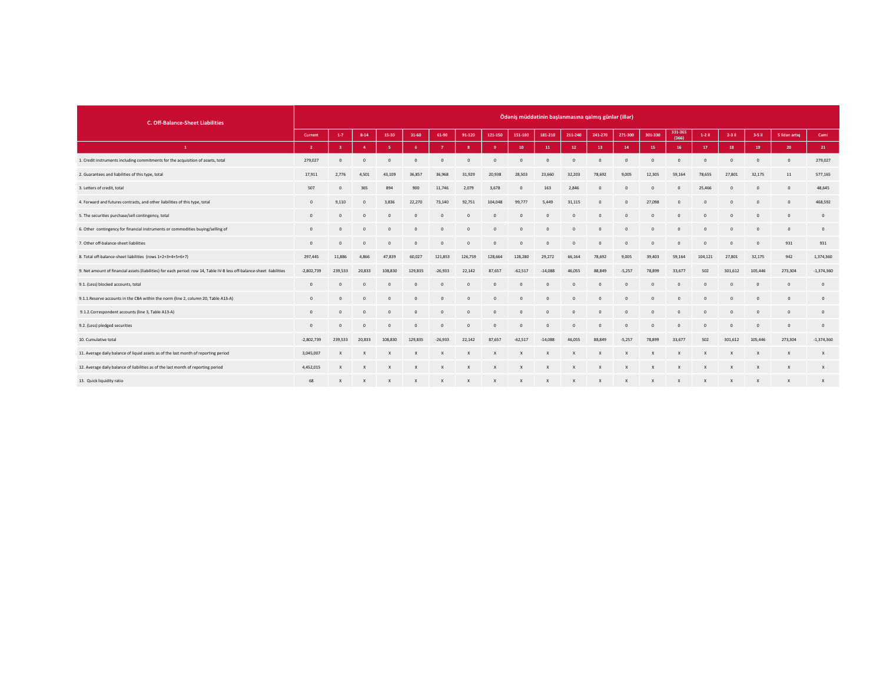| C. Off-Balance-Sheet Liabilities | Ödəniş müddətinin başlanmasına qalmış günlər (illər) | | | | | | | | | | | | | | | | | | |
|---|---|---|---|---|---|---|---|---|---|---|---|---|---|---|---|---|---|---|---|
| | Current | 1-7 | 8-14 | 15-30 | 31-60 | 61-90 | 91-120 | 121-150 | 151-180 | 181-210 | 211-240 | 241-270 | 271-300 | 301-330 | 331-365 (366) | 1-2 il | 2-3 il | 3-5 il | 5 ildən artıq | Cəmi |
| 1 | 2 | 3 | 4 | 5 | 6 | 7 | 8 | 9 | 10 | 11 | 12 | 13 | 14 | 15 | 16 | 17 | 18 | 19 | 20 | 21 |
| 1. Credit instruments including commitments for the acquisition of assets, total | 279,027 | 0 | 0 | 0 | 0 | 0 | 0 | 0 | 0 | 0 | 0 | 0 | 0 | 0 | 0 | 0 | 0 | 0 | 0 | 279,027 |
| 2. Guarantees and liabilities of this type, total | 17,911 | 2,776 | 4,501 | 43,109 | 36,857 | 36,968 | 31,929 | 20,938 | 28,503 | 23,660 | 32,203 | 78,692 | 9,005 | 12,305 | 59,164 | 78,655 | 27,801 | 32,175 | 11 | 577,165 |
| 3. Letters of credit, total | 507 | 0 | 365 | 894 | 900 | 11,746 | 2,079 | 3,678 | 0 | 163 | 2,846 | 0 | 0 | 0 | 0 | 25,466 | 0 | 0 | 0 | 48,645 |
| 4. Forward and futures contracts, and other liabilities of this type, total | 0 | 9,110 | 0 | 3,836 | 22,270 | 73,140 | 92,751 | 104,048 | 99,777 | 5,449 | 31,115 | 0 | 0 | 27,098 | 0 | 0 | 0 | 0 | 0 | 468,592 |
| 5. The securities purchase/sell contingency, total | 0 | 0 | 0 | 0 | 0 | 0 | 0 | 0 | 0 | 0 | 0 | 0 | 0 | 0 | 0 | 0 | 0 | 0 | 0 | 0 |
| 6. Other contingency for financial instruments or commodities buying/selling of | 0 | 0 | 0 | 0 | 0 | 0 | 0 | 0 | 0 | 0 | 0 | 0 | 0 | 0 | 0 | 0 | 0 | 0 | 0 | 0 |
| 7. Other off-balance-sheet liabilities | 0 | 0 | 0 | 0 | 0 | 0 | 0 | 0 | 0 | 0 | 0 | 0 | 0 | 0 | 0 | 0 | 0 | 0 | 931 | 931 |
| 8. Total off-balance-sheet liabilities (rows 1+2+3+4+5+6+7) | 297,445 | 11,886 | 4,866 | 47,839 | 60,027 | 121,853 | 126,759 | 128,664 | 128,280 | 29,272 | 66,164 | 78,692 | 9,005 | 39,403 | 59,164 | 104,121 | 27,801 | 32,175 | 942 | 1,374,360 |
| 9. Net amount of financial assets (liabilities) for each period: row 14, Table IV-B less off-balance-sheet liabilities | -2,802,739 | 239,533 | 20,833 | 108,830 | 129,835 | -26,933 | 22,142 | 87,657 | -62,517 | -14,088 | 46,055 | 88,849 | -5,257 | 78,899 | 33,677 | 502 | 301,612 | 105,446 | 273,304 | -1,374,360 |
| 9.1. (Less) blocked accounts, total | 0 | 0 | 0 | 0 | 0 | 0 | 0 | 0 | 0 | 0 | 0 | 0 | 0 | 0 | 0 | 0 | 0 | 0 | 0 | 0 |
| 9.1.1.Reserve accounts in the CBA within the norm (line 2, column 20, Table A13-A) | 0 | 0 | 0 | 0 | 0 | 0 | 0 | 0 | 0 | 0 | 0 | 0 | 0 | 0 | 0 | 0 | 0 | 0 | 0 | 0 |
| 9.1.2.Correspondent accounts (line 3, Table A13-A) | 0 | 0 | 0 | 0 | 0 | 0 | 0 | 0 | 0 | 0 | 0 | 0 | 0 | 0 | 0 | 0 | 0 | 0 | 0 | 0 |
| 9.2. (Less) pledged securities | 0 | 0 | 0 | 0 | 0 | 0 | 0 | 0 | 0 | 0 | 0 | 0 | 0 | 0 | 0 | 0 | 0 | 0 | 0 | 0 |
| 10. Cumulative total | -2,802,739 | 239,533 | 20,833 | 108,830 | 129,835 | -26,933 | 22,142 | 87,657 | -62,517 | -14,088 | 46,055 | 88,849 | -5,257 | 78,899 | 33,677 | 502 | 301,612 | 105,446 | 273,304 | -1,374,360 |
| 11. Average daily balance of liquid assets as of the last month of reporting period | 3,045,007 | X | X | X | X | X | X | X | X | X | X | X | X | X | X | X | X | X | X | X |
| 12. Average daily balance of liabilities as of the last month of reporting period | 4,452,015 | X | X | X | X | X | X | X | X | X | X | X | X | X | X | X | X | X | X | X |
| 13. Quick liquidity ratio | 68 | X | X | X | X | X | X | X | X | X | X | X | X | X | X | X | X | X | X | X |